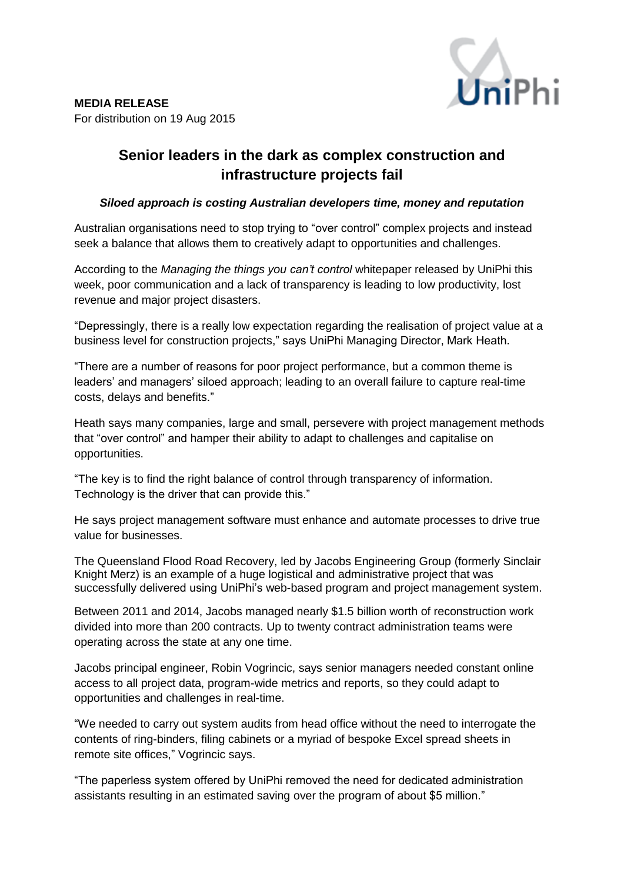**MEDIA RELEASE**
For distribution on 19 Aug 2015

# Senior leaders in the dark as complex construction and infrastructure projects fail

### *Siloed approach is costing Australian developers time, money and reputation*

Australian organisations need to stop trying to "over control" complex projects and instead seek a balance that allows them to creatively adapt to opportunities and challenges.

According to the *Managing the things you can't control* whitepaper released by UniPhi this week, poor communication and a lack of transparency is leading to low productivity, lost revenue and major project disasters.

"Depressingly, there is a really low expectation regarding the realisation of project value at a business level for construction projects," says UniPhi Managing Director, Mark Heath.

"There are a number of reasons for poor project performance, but a common theme is leaders' and managers' siloed approach; leading to an overall failure to capture real-time costs, delays and benefits."

Heath says many companies, large and small, persevere with project management methods that "over control" and hamper their ability to adapt to challenges and capitalise on opportunities.

"The key is to find the right balance of control through transparency of information. Technology is the driver that can provide this."

He says project management software must enhance and automate processes to drive true value for businesses.

The Queensland Flood Road Recovery, led by Jacobs Engineering Group (formerly Sinclair Knight Merz) is an example of a huge logistical and administrative project that was successfully delivered using UniPhi's web-based program and project management system.

Between 2011 and 2014, Jacobs managed nearly $1.5 billion worth of reconstruction work divided into more than 200 contracts. Up to twenty contract administration teams were operating across the state at any one time.

Jacobs principal engineer, Robin Vogrincic, says senior managers needed constant online access to all project data, program-wide metrics and reports, so they could adapt to opportunities and challenges in real-time.

"We needed to carry out system audits from head office without the need to interrogate the contents of ring-binders, filing cabinets or a myriad of bespoke Excel spread sheets in remote site offices," Vogrincic says.

"The paperless system offered by UniPhi removed the need for dedicated administration assistants resulting in an estimated saving over the program of about $5 million."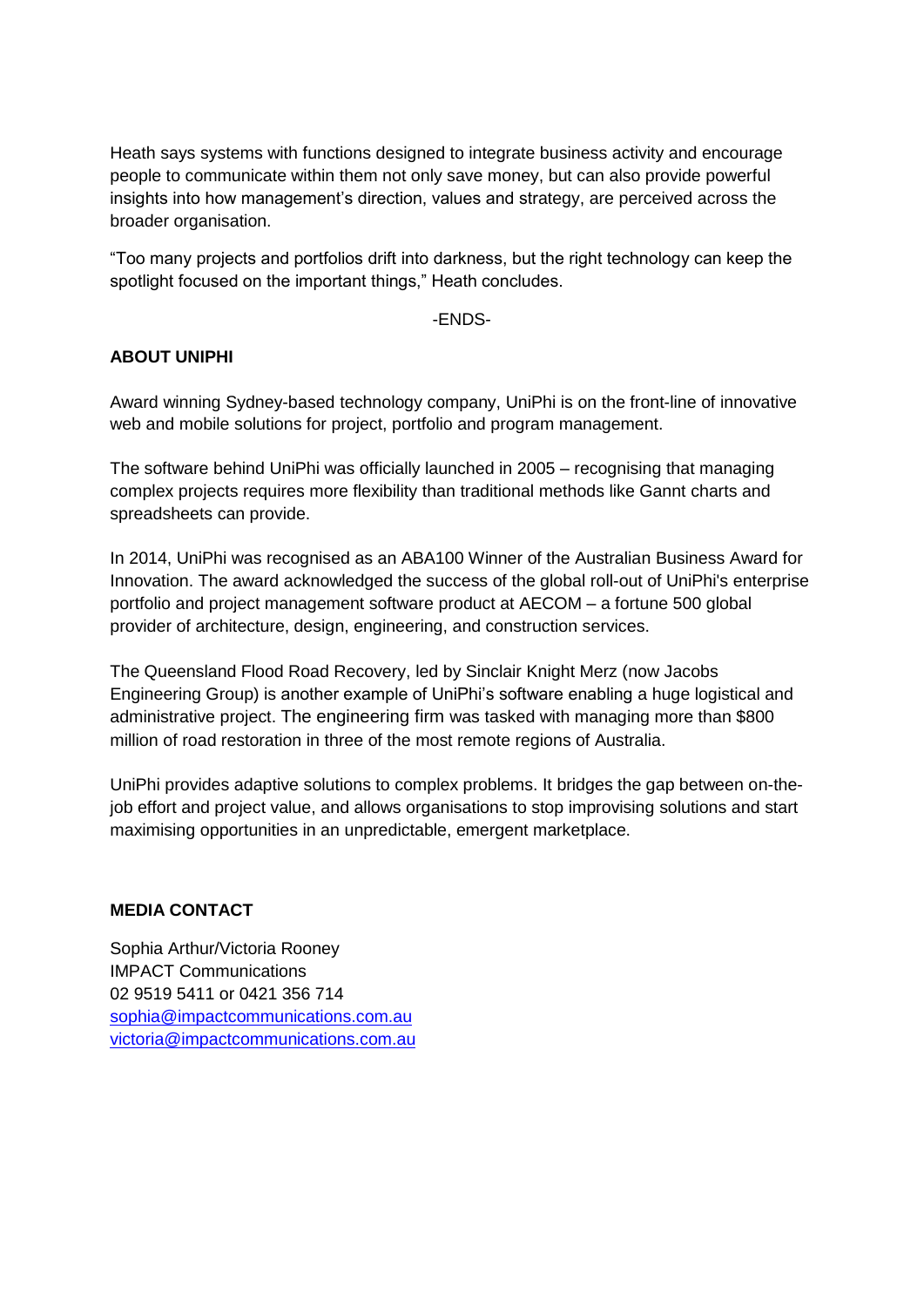Heath says systems with functions designed to integrate business activity and encourage people to communicate within them not only save money, but can also provide powerful insights into how management's direction, values and strategy, are perceived across the broader organisation.

"Too many projects and portfolios drift into darkness, but the right technology can keep the spotlight focused on the important things," Heath concludes.

-ENDS-

**ABOUT UNIPHI**

Award winning Sydney-based technology company, UniPhi is on the front-line of innovative web and mobile solutions for project, portfolio and program management.

The software behind UniPhi was officially launched in 2005 – recognising that managing complex projects requires more flexibility than traditional methods like Gannt charts and spreadsheets can provide.

In 2014, UniPhi was recognised as an ABA100 Winner of the Australian Business Award for Innovation. The award acknowledged the success of the global roll-out of UniPhi's enterprise portfolio and project management software product at AECOM – a fortune 500 global provider of architecture, design, engineering, and construction services.

The Queensland Flood Road Recovery, led by Sinclair Knight Merz (now Jacobs Engineering Group) is another example of UniPhi's software enabling a huge logistical and administrative project. The engineering firm was tasked with managing more than $800 million of road restoration in three of the most remote regions of Australia.

UniPhi provides adaptive solutions to complex problems. It bridges the gap between on-the-job effort and project value, and allows organisations to stop improvising solutions and start maximising opportunities in an unpredictable, emergent marketplace.

**MEDIA CONTACT**

Sophia Arthur/Victoria Rooney
IMPACT Communications
02 9519 5411 or 0421 356 714
sophia@impactcommunications.com.au
victoria@impactcommunications.com.au